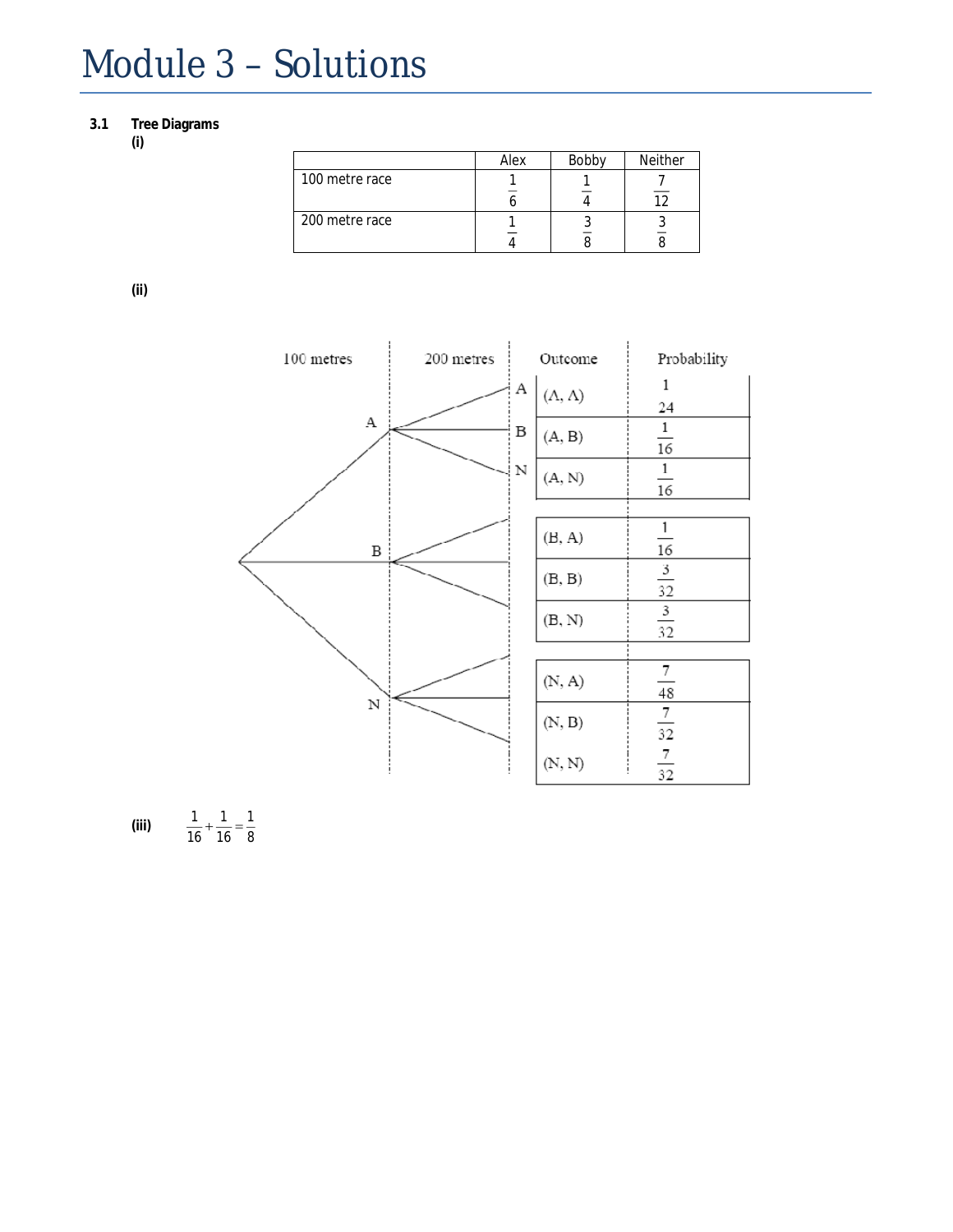# Module 3 – Solutions

**3.1 Tree Diagrams**

**(i)**

| | Alex | Bobby | Neither |
|---|---|---|---|
| 100 metre race | $\frac{1}{6}$ | $\frac{1}{4}$ | $\frac{7}{12}$ |
| 200 metre race | $\frac{1}{4}$ | $\frac{3}{8}$ | $\frac{3}{8}$ |

**(ii)**

| 100 metres | 200 metres | Outcome | Probability |
|---|---|---|---|
| A | A | (A, A) | $\frac{1}{24}$ |
| A | B | (A, B) | $\frac{1}{16}$ |
| A | N | (A, N) | $\frac{1}{16}$ |
| B | A | (B, A) | $\frac{1}{16}$ |
| B | B | (B, B) | $\frac{3}{32}$ |
| B | N | (B, N) | $\frac{3}{32}$ |
| N | A | (N, A) | $\frac{7}{48}$ |
| N | B | (N, B) | $\frac{7}{32}$ |
| N | N | (N, N) | $\frac{7}{32}$ |

**(iii)** $\frac{1}{16}+\frac{1}{16}=\frac{1}{8}$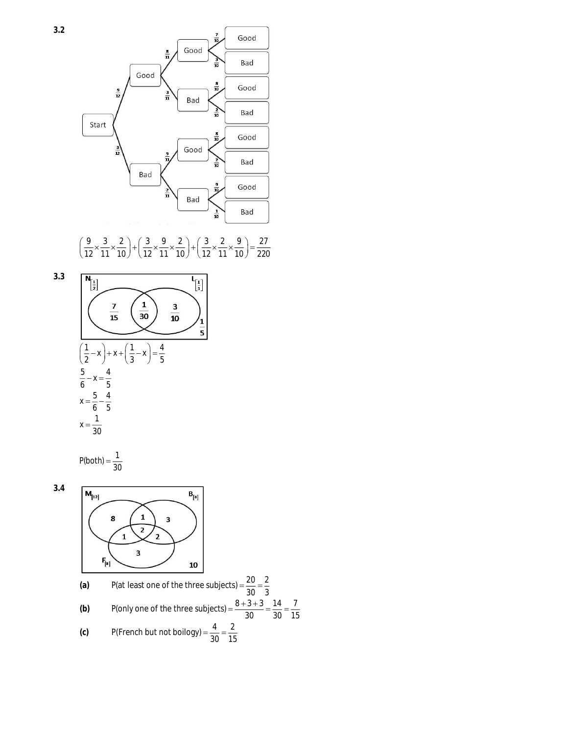**3.2**

Start → Good ($\frac{9}{12}$) → Good ($\frac{8}{11}$) → Good ($\frac{7}{10}$) / Bad ($\frac{3}{10}$)

Start → Good ($\frac{9}{12}$) → Bad ($\frac{3}{11}$) → Good ($\frac{8}{10}$) / Bad ($\frac{2}{10}$)

Start → Bad ($\frac{3}{12}$) → Good ($\frac{9}{11}$) → Good ($\frac{8}{10}$) / Bad ($\frac{2}{10}$)

Start → Bad ($\frac{3}{12}$) → Bad ($\frac{2}{11}$) → Good ($\frac{9}{10}$) / Bad ($\frac{1}{10}$)

$$\left(\frac{9}{12}\times\frac{3}{11}\times\frac{2}{10}\right)+\left(\frac{3}{12}\times\frac{9}{11}\times\frac{2}{10}\right)+\left(\frac{3}{12}\times\frac{2}{11}\times\frac{9}{10}\right)=\frac{27}{220}$$

**3.3**

Venn diagram: N $\left[\frac{1}{2}\right]$, L $\left[\frac{1}{3}\right]$; N only: $\frac{7}{15}$; both: $\frac{1}{30}$; L only: $\frac{3}{10}$; outside: $\frac{1}{5}$

$$\left(\frac{1}{2}-x\right)+x+\left(\frac{1}{3}-x\right)=\frac{4}{5}$$

$$\frac{5}{6}-x=\frac{4}{5}$$

$$x=\frac{5}{6}-\frac{4}{5}$$

$$x=\frac{1}{30}$$

$$\text{P(both)}=\frac{1}{30}$$

**3.4**

Venn diagram: M [12], B [8], F [8]; M only: 8; M and B only: 1; B only: 3; M, B and F: 2; M and F only: 1; B and F only: 2; F only: 3; outside: 10

**(a)** $\text{P(at least one of the three subjects)}=\frac{20}{30}=\frac{2}{3}$

**(b)** $\text{P(only one of the three subjects)}=\frac{8+3+3}{30}=\frac{14}{30}=\frac{7}{15}$

**(c)** $\text{P(French but not boilogy)}=\frac{4}{30}=\frac{2}{15}$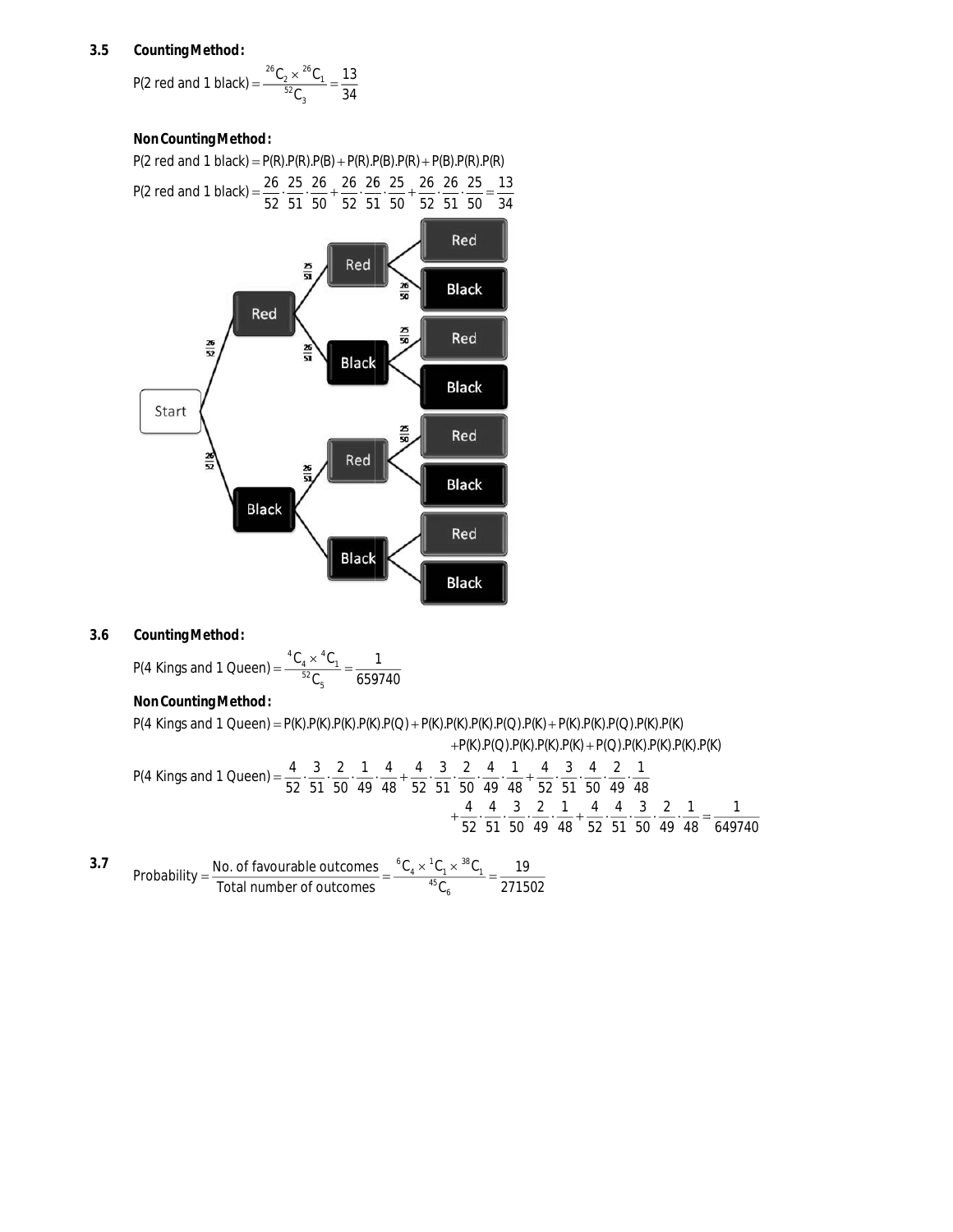**3.5 Counting Method:**

$$P(\text{2 red and 1 black}) = \frac{{}^{26}C_2 \times {}^{26}C_1}{{}^{52}C_3} = \frac{13}{34}$$

**Non Counting Method:**

$$P(\text{2 red and 1 black}) = P(R).P(R).P(B) + P(R).P(B).P(R) + P(B).P(R).P(R)$$

$$P(\text{2 red and 1 black}) = \frac{26}{52}\cdot\frac{25}{51}\cdot\frac{26}{50} + \frac{26}{52}\cdot\frac{26}{51}\cdot\frac{25}{50} + \frac{26}{52}\cdot\frac{26}{51}\cdot\frac{25}{50} = \frac{13}{34}$$

Start

26/52 Red

25/51 Red

Red

26/50 Black

26/51 Black

25/50 Red

Black

26/52 Black

26/51 Red

25/50 Red

Black

Black

Red

Black

**3.6 Counting Method:**

$$P(\text{4 Kings and 1 Queen}) = \frac{{}^{4}C_4 \times {}^{4}C_1}{{}^{52}C_5} = \frac{1}{659740}$$

**Non Counting Method:**

$$P(\text{4 Kings and 1 Queen}) = P(K).P(K).P(K).P(K).P(Q) + P(K).P(K).P(K).P(Q).P(K) + P(K).P(K).P(Q).P(K).P(K)$$
$$+ P(K).P(Q).P(K).P(K).P(K) + P(Q).P(K).P(K).P(K).P(K)$$

$$P(\text{4 Kings and 1 Queen}) = \frac{4}{52}\cdot\frac{3}{51}\cdot\frac{2}{50}\cdot\frac{1}{49}\cdot\frac{4}{48} + \frac{4}{52}\cdot\frac{3}{51}\cdot\frac{2}{50}\cdot\frac{4}{49}\cdot\frac{1}{48} + \frac{4}{52}\cdot\frac{3}{51}\cdot\frac{4}{50}\cdot\frac{2}{49}\cdot\frac{1}{48}$$
$$+ \frac{4}{52}\cdot\frac{4}{51}\cdot\frac{3}{50}\cdot\frac{2}{49}\cdot\frac{1}{48} + \frac{4}{52}\cdot\frac{4}{51}\cdot\frac{3}{50}\cdot\frac{2}{49}\cdot\frac{1}{48} = \frac{1}{649740}$$

**3.7**

$$\text{Probability} = \frac{\text{No. of favourable outcomes}}{\text{Total number of outcomes}} = \frac{{}^{6}C_4 \times {}^{1}C_1 \times {}^{38}C_1}{{}^{45}C_6} = \frac{19}{271502}$$